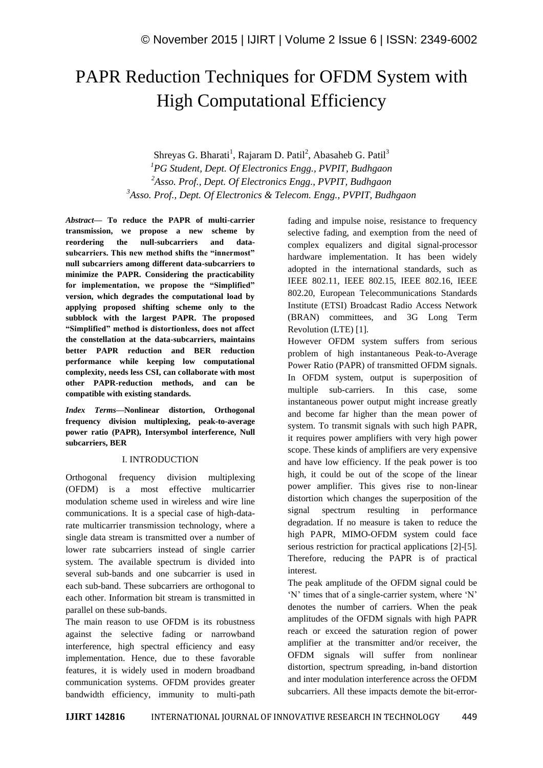# PAPR Reduction Techniques for OFDM System with High Computational Efficiency

Shreyas G. Bharati[1], Rajaram D. Patil[2], Abasaheb G. Patil[3]

[1]*PG Student, Dept. Of Electronics Engg., PVPIT, Budhgaon*
[2]*Asso. Prof., Dept. Of Electronics Engg., PVPIT, Budhgaon*
[3]*Asso. Prof., Dept. Of Electronics & Telecom. Engg., PVPIT, Budhgaon*

***Abstract*— To reduce the PAPR of multi-carrier transmission, we propose a new scheme by reordering the null-subcarriers and data-subcarriers. This new method shifts the "innermost" null subcarriers among different data-subcarriers to minimize the PAPR. Considering the practicability for implementation, we propose the "Simplified" version, which degrades the computational load by applying proposed shifting scheme only to the subblock with the largest PAPR. The proposed "Simplified" method is distortionless, does not affect the constellation at the data-subcarriers, maintains better PAPR reduction and BER reduction performance while keeping low computational complexity, needs less CSI, can collaborate with most other PAPR-reduction methods, and can be compatible with existing standards.**

***Index Terms*—Nonlinear distortion, Orthogonal frequency division multiplexing, peak-to-average power ratio (PAPR), Intersymbol interference, Null subcarriers, BER**

## I. INTRODUCTION

Orthogonal frequency division multiplexing (OFDM) is a most effective multicarrier modulation scheme used in wireless and wire line communications. It is a special case of high-data-rate multicarrier transmission technology, where a single data stream is transmitted over a number of lower rate subcarriers instead of single carrier system. The available spectrum is divided into several sub-bands and one subcarrier is used in each sub-band. These subcarriers are orthogonal to each other. Information bit stream is transmitted in parallel on these sub-bands.

The main reason to use OFDM is its robustness against the selective fading or narrowband interference, high spectral efficiency and easy implementation. Hence, due to these favorable features, it is widely used in modern broadband communication systems. OFDM provides greater bandwidth efficiency, immunity to multi-path fading and impulse noise, resistance to frequency selective fading, and exemption from the need of complex equalizers and digital signal-processor hardware implementation. It has been widely adopted in the international standards, such as IEEE 802.11, IEEE 802.15, IEEE 802.16, IEEE 802.20, European Telecommunications Standards Institute (ETSI) Broadcast Radio Access Network (BRAN) committees, and 3G Long Term Revolution (LTE) [1].

However OFDM system suffers from serious problem of high instantaneous Peak-to-Average Power Ratio (PAPR) of transmitted OFDM signals. In OFDM system, output is superposition of multiple sub-carriers. In this case, some instantaneous power output might increase greatly and become far higher than the mean power of system. To transmit signals with such high PAPR, it requires power amplifiers with very high power scope. These kinds of amplifiers are very expensive and have low efficiency. If the peak power is too high, it could be out of the scope of the linear power amplifier. This gives rise to non-linear distortion which changes the superposition of the signal spectrum resulting in performance degradation. If no measure is taken to reduce the high PAPR, MIMO-OFDM system could face serious restriction for practical applications [2]-[5]. Therefore, reducing the PAPR is of practical interest.

The peak amplitude of the OFDM signal could be 'N' times that of a single-carrier system, where 'N' denotes the number of carriers. When the peak amplitudes of the OFDM signals with high PAPR reach or exceed the saturation region of power amplifier at the transmitter and/or receiver, the OFDM signals will suffer from nonlinear distortion, spectrum spreading, in-band distortion and inter modulation interference across the OFDM subcarriers. All these impacts demote the bit-error-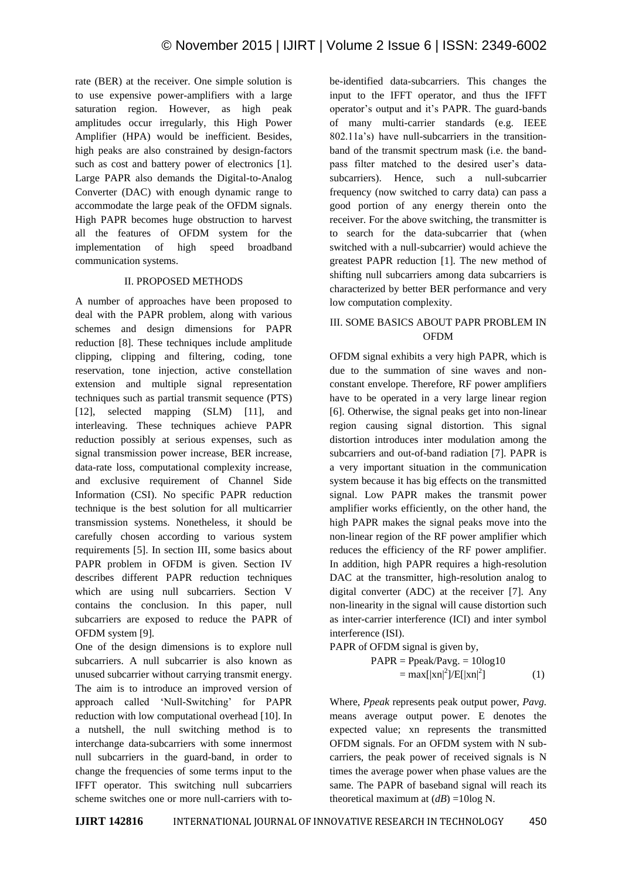rate (BER) at the receiver. One simple solution is to use expensive power-amplifiers with a large saturation region. However, as high peak amplitudes occur irregularly, this High Power Amplifier (HPA) would be inefficient. Besides, high peaks are also constrained by design-factors such as cost and battery power of electronics [1]. Large PAPR also demands the Digital-to-Analog Converter (DAC) with enough dynamic range to accommodate the large peak of the OFDM signals. High PAPR becomes huge obstruction to harvest all the features of OFDM system for the implementation of high speed broadband communication systems.

## II. PROPOSED METHODS

A number of approaches have been proposed to deal with the PAPR problem, along with various schemes and design dimensions for PAPR reduction [8]. These techniques include amplitude clipping, clipping and filtering, coding, tone reservation, tone injection, active constellation extension and multiple signal representation techniques such as partial transmit sequence (PTS) [12], selected mapping (SLM) [11], and interleaving. These techniques achieve PAPR reduction possibly at serious expenses, such as signal transmission power increase, BER increase, data-rate loss, computational complexity increase, and exclusive requirement of Channel Side Information (CSI). No specific PAPR reduction technique is the best solution for all multicarrier transmission systems. Nonetheless, it should be carefully chosen according to various system requirements [5]. In section III, some basics about PAPR problem in OFDM is given. Section IV describes different PAPR reduction techniques which are using null subcarriers. Section V contains the conclusion. In this paper, null subcarriers are exposed to reduce the PAPR of OFDM system [9].

One of the design dimensions is to explore null subcarriers. A null subcarrier is also known as unused subcarrier without carrying transmit energy. The aim is to introduce an improved version of approach called 'Null-Switching' for PAPR reduction with low computational overhead [10]. In a nutshell, the null switching method is to interchange data-subcarriers with some innermost null subcarriers in the guard-band, in order to change the frequencies of some terms input to the IFFT operator. This switching null subcarriers scheme switches one or more null-carriers with to-be-identified data-subcarriers. This changes the input to the IFFT operator, and thus the IFFT operator's output and it's PAPR. The guard-bands of many multi-carrier standards (e.g. IEEE 802.11a's) have null-subcarriers in the transition-band of the transmit spectrum mask (i.e. the band-pass filter matched to the desired user's data-subcarriers). Hence, such a null-subcarrier frequency (now switched to carry data) can pass a good portion of any energy therein onto the receiver. For the above switching, the transmitter is to search for the data-subcarrier that (when switched with a null-subcarrier) would achieve the greatest PAPR reduction [1]. The new method of shifting null subcarriers among data subcarriers is characterized by better BER performance and very low computation complexity.

## III. SOME BASICS ABOUT PAPR PROBLEM IN OFDM

OFDM signal exhibits a very high PAPR, which is due to the summation of sine waves and non-constant envelope. Therefore, RF power amplifiers have to be operated in a very large linear region [6]. Otherwise, the signal peaks get into non-linear region causing signal distortion. This signal distortion introduces inter modulation among the subcarriers and out-of-band radiation [7]. PAPR is a very important situation in the communication system because it has big effects on the transmitted signal. Low PAPR makes the transmit power amplifier works efficiently, on the other hand, the high PAPR makes the signal peaks move into the non-linear region of the RF power amplifier which reduces the efficiency of the RF power amplifier. In addition, high PAPR requires a high-resolution DAC at the transmitter, high-resolution analog to digital converter (ADC) at the receiver [7]. Any non-linearity in the signal will cause distortion such as inter-carrier interference (ICI) and inter symbol interference (ISI).

PAPR of OFDM signal is given by,

$$\mathrm{PAPR} = \mathrm{Ppeak}/\mathrm{Pavg.} = 10\log 10 = \max[|xn|^2]/E[|xn|^2] \quad (1)$$

Where, *Ppeak* represents peak output power, *Pavg.* means average output power. E denotes the expected value; xn represents the transmitted OFDM signals. For an OFDM system with N sub-carriers, the peak power of received signals is N times the average power when phase values are the same. The PAPR of baseband signal will reach its theoretical maximum at ($dB$) =10log N.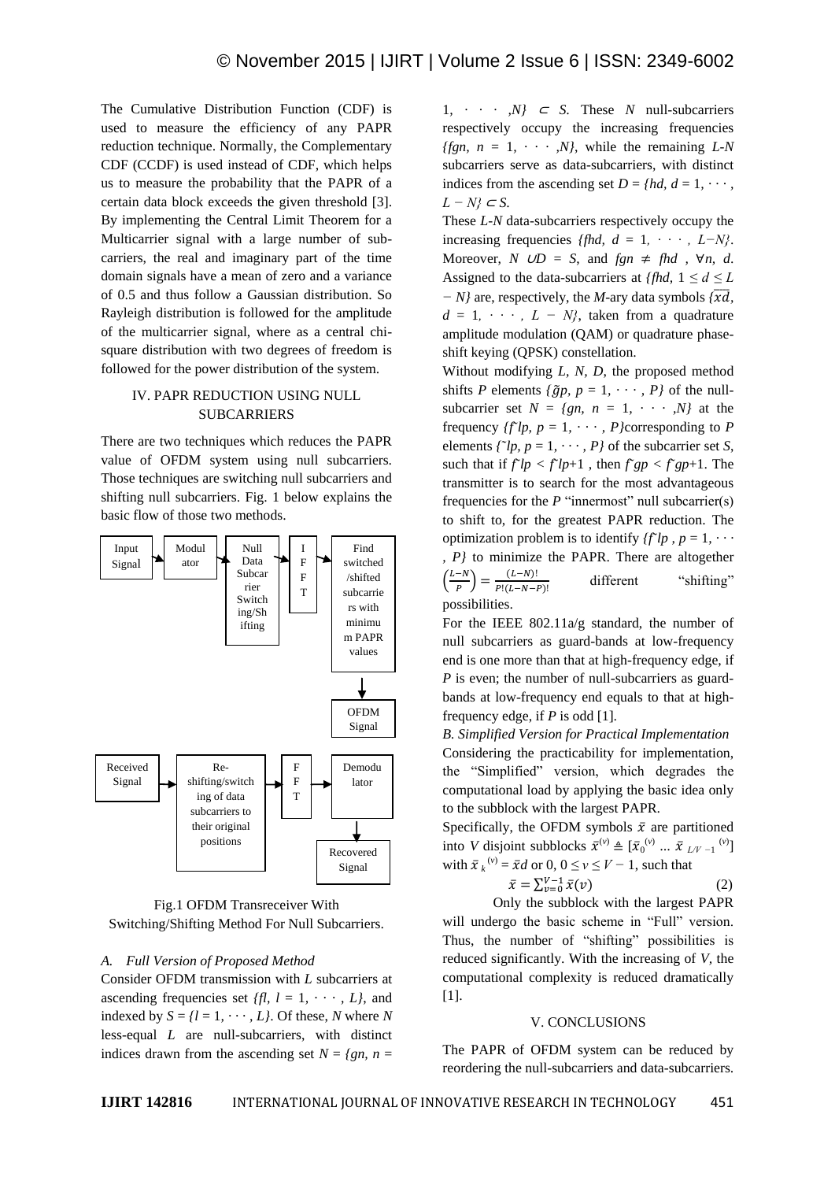The Cumulative Distribution Function (CDF) is used to measure the efficiency of any PAPR reduction technique. Normally, the Complementary CDF (CCDF) is used instead of CDF, which helps us to measure the probability that the PAPR of a certain data block exceeds the given threshold [3]. By implementing the Central Limit Theorem for a Multicarrier signal with a large number of sub-carriers, the real and imaginary part of the time domain signals have a mean of zero and a variance of 0.5 and thus follow a Gaussian distribution. So Rayleigh distribution is followed for the amplitude of the multicarrier signal, where as a central chi-square distribution with two degrees of freedom is followed for the power distribution of the system.

## IV. PAPR REDUCTION USING NULL SUBCARRIERS

There are two techniques which reduces the PAPR value of OFDM system using null subcarriers. Those techniques are switching null subcarriers and shifting null subcarriers. Fig. 1 below explains the basic flow of those two methods.

Input Signal → Modulator → Null Data Subcarrier Switching/Shifting → IFFT → Find switched/shifted subcarriers with minimum PAPR values → OFDM Signal

Received Signal → Re-shifting/switching of data subcarriers to their original positions → FFT → Demodulator → Recovered Signal

Fig.1 OFDM Transreceiver With Switching/Shifting Method For Null Subcarriers.

### A. *Full Version of Proposed Method*

Consider OFDM transmission with $L$ subcarriers at ascending frequencies set $\{f_l, l = 1, \cdots, L\}$, and indexed by $S = \{l = 1, \cdots, L\}$. Of these, $N$ where $N$ less-equal $L$ are null-subcarriers, with distinct indices drawn from the ascending set $N = \{g_n, n = 1, \cdots, N\} \subset S$. These $N$ null-subcarriers respectively occupy the increasing frequencies $\{f_{g_n}, n = 1, \cdots, N\}$, while the remaining $L$-$N$ subcarriers serve as data-subcarriers, with distinct indices from the ascending set $D = \{h_d, d = 1, \cdots, L - N\} \subset S$.

These $L$-$N$ data-subcarriers respectively occupy the increasing frequencies $\{f_{h_d}, d = 1, \cdots, L-N\}$. Moreover, $N \cup D = S$, and $f_{g_n} \neq f_{h_d}$, $\forall n, d$. Assigned to the data-subcarriers at $\{f_{h_d}, 1 \leq d \leq L - N\}$ are, respectively, the $M$-ary data symbols $\{\overline{x}_d, d = 1, \cdots, L - N\}$, taken from a quadrature amplitude modulation (QAM) or quadrature phase-shift keying (QPSK) constellation.

Without modifying $L$, $N$, $D$, the proposed method shifts $P$ elements $\{\tilde{g}_p, p = 1, \cdots, P\}$ of the null-subcarrier set $N = \{g_n, n = 1, \cdots, N\}$ at the frequency $\{f_{\check{l}_p}, p = 1, \cdots, P\}$corresponding to $P$ elements $\{\check{l}_p, p = 1, \cdots, P\}$ of the subcarrier set $S$, such that if $f_{\check{l}_p} < f_{\check{l}_{p+1}}$, then $f_{\check{g}_p} < f_{\check{g}_{p+1}}$. The transmitter is to search for the most advantageous frequencies for the $P$ "innermost" null subcarrier(s) to shift to, for the greatest PAPR reduction. The optimization problem is to identify $\{f_{\check{l}_p}, p = 1, \cdots, P\}$ to minimize the PAPR. There are altogether $\binom{L-N}{P} = \frac{(L-N)!}{P!(L-N-P)!}$ different "shifting" possibilities.

For the IEEE 802.11a/g standard, the number of null subcarriers as guard-bands at low-frequency end is one more than that at high-frequency edge, if $P$ is even; the number of null-subcarriers as guard-bands at low-frequency end equals to that at high-frequency edge, if $P$ is odd [1].

### B. *Simplified Version for Practical Implementation*

Considering the practicability for implementation, the "Simplified" version, which degrades the computational load by applying the basic idea only to the subblock with the largest PAPR.

Specifically, the OFDM symbols $\bar{x}$ are partitioned into $V$ disjoint subblocks $\bar{x}^{(v)} \triangleq [\bar{x}_0^{(v)} \ldots \bar{x}_{L/V-1}^{(v)}]$ with $\bar{x}_k^{(v)} = \bar{x}d$ or 0, $0 \leq v \leq V - 1$, such that

$$\bar{x} = \sum_{v=0}^{V-1} \bar{x}(v) \tag{2}$$

Only the subblock with the largest PAPR will undergo the basic scheme in "Full" version. Thus, the number of "shifting" possibilities is reduced significantly. With the increasing of $V$, the computational complexity is reduced dramatically [1].

## V. CONCLUSIONS

The PAPR of OFDM system can be reduced by reordering the null-subcarriers and data-subcarriers.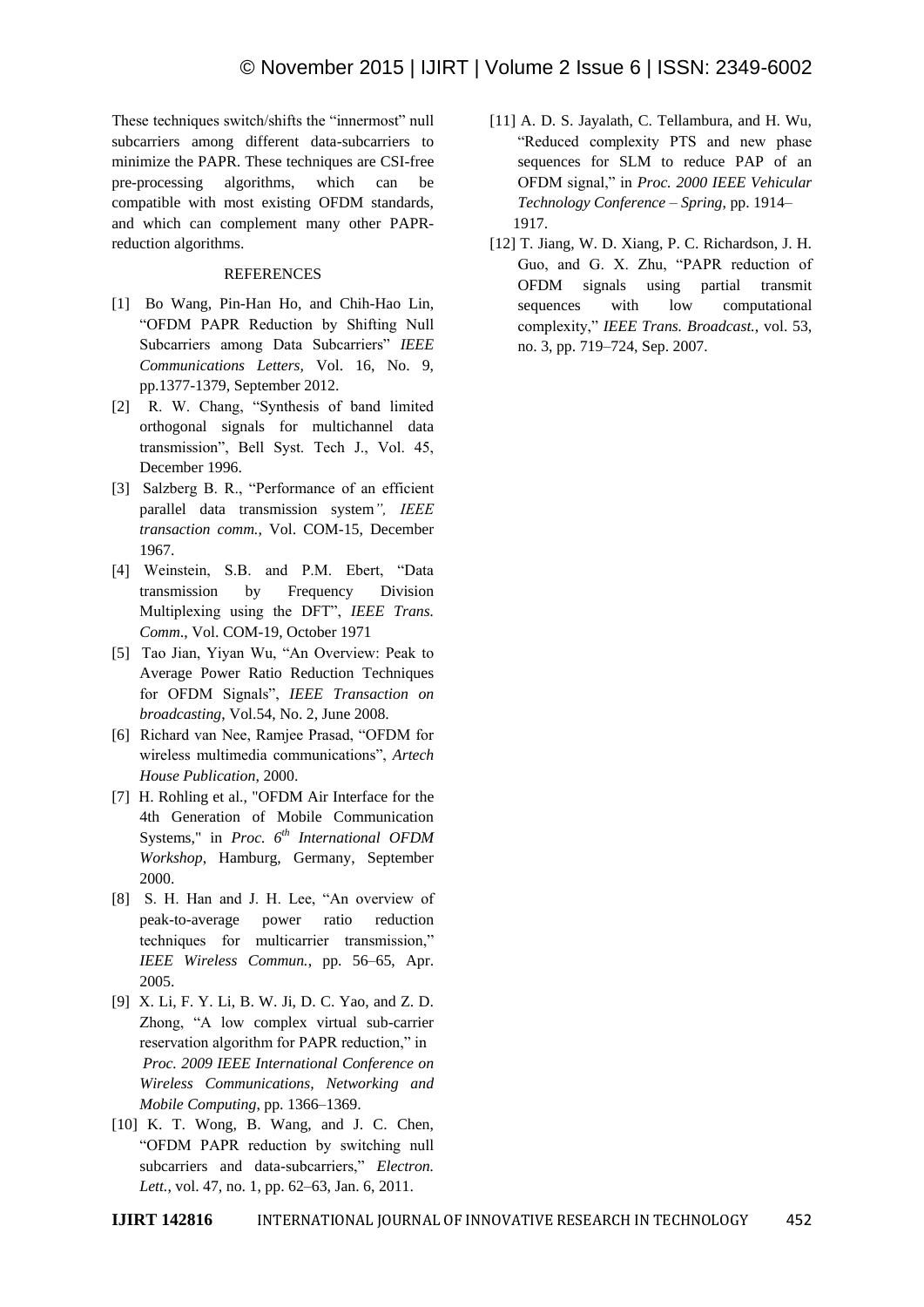These techniques switch/shifts the "innermost" null subcarriers among different data-subcarriers to minimize the PAPR. These techniques are CSI-free pre-processing algorithms, which can be compatible with most existing OFDM standards, and which can complement many other PAPR-reduction algorithms.

## REFERENCES

[1] Bo Wang, Pin-Han Ho, and Chih-Hao Lin, "OFDM PAPR Reduction by Shifting Null Subcarriers among Data Subcarriers" *IEEE Communications Letters,* Vol. 16, No. 9, pp.1377-1379, September 2012.

[2] R. W. Chang, "Synthesis of band limited orthogonal signals for multichannel data transmission", Bell Syst. Tech J., Vol. 45, December 1996.

[3] Salzberg B. R., "Performance of an efficient parallel data transmission system*", IEEE transaction comm.*, Vol. COM-15, December 1967.

[4] Weinstein, S.B. and P.M. Ebert, "Data transmission by Frequency Division Multiplexing using the DFT", *IEEE Trans. Comm*., Vol. COM-19, October 1971

[5] Tao Jian, Yiyan Wu, "An Overview: Peak to Average Power Ratio Reduction Techniques for OFDM Signals", *IEEE Transaction on broadcasting*, Vol.54, No. 2, June 2008.

[6] Richard van Nee, Ramjee Prasad, "OFDM for wireless multimedia communications", *Artech House Publication*, 2000.

[7] H. Rohling et al., "OFDM Air Interface for the 4th Generation of Mobile Communication Systems," in *Proc. 6th International OFDM Workshop*, Hamburg, Germany, September 2000.

[8] S. H. Han and J. H. Lee, "An overview of peak-to-average power ratio reduction techniques for multicarrier transmission," *IEEE Wireless Commun.*, pp. 56–65, Apr. 2005.

[9] X. Li, F. Y. Li, B. W. Ji, D. C. Yao, and Z. D. Zhong, "A low complex virtual sub-carrier reservation algorithm for PAPR reduction," in *Proc. 2009 IEEE International Conference on Wireless Communications, Networking and Mobile Computing*, pp. 1366–1369.

[10] K. T. Wong, B. Wang, and J. C. Chen, "OFDM PAPR reduction by switching null subcarriers and data-subcarriers," *Electron. Lett.*, vol. 47, no. 1, pp. 62–63, Jan. 6, 2011.

[11] A. D. S. Jayalath, C. Tellambura, and H. Wu, "Reduced complexity PTS and new phase sequences for SLM to reduce PAP of an OFDM signal," in *Proc. 2000 IEEE Vehicular Technology Conference – Spring*, pp. 1914–1917.

[12] T. Jiang, W. D. Xiang, P. C. Richardson, J. H. Guo, and G. X. Zhu, "PAPR reduction of OFDM signals using partial transmit sequences with low computational complexity," *IEEE Trans. Broadcast.*, vol. 53, no. 3, pp. 719–724, Sep. 2007.